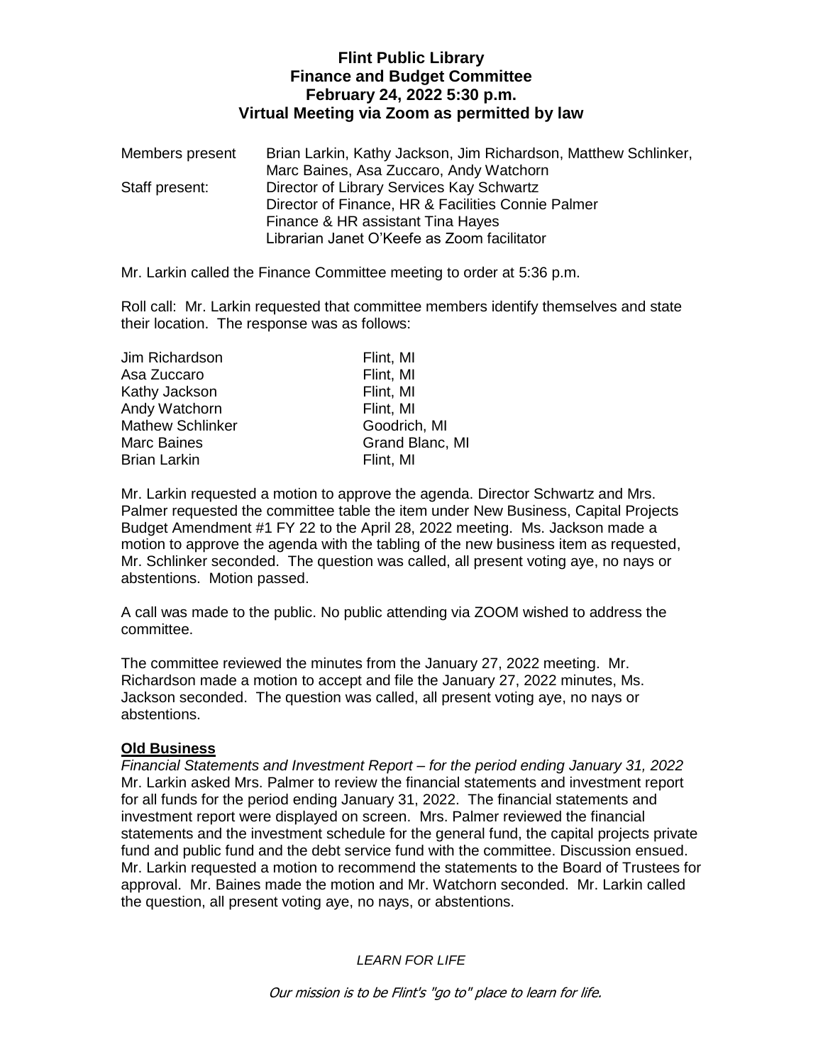# Flint Public Library
## Finance and Budget Committee
### February 24, 2022 5:30 p.m.
### Virtual Meeting via Zoom as permitted by law

| | |
|---|---|
| Members present | Brian Larkin, Kathy Jackson, Jim Richardson, Matthew Schlinker, Marc Baines, Asa Zuccaro, Andy Watchorn |
| Staff present: | Director of Library Services Kay Schwartz<br>Director of Finance, HR & Facilities Connie Palmer<br>Finance & HR assistant Tina Hayes<br>Librarian Janet O'Keefe as Zoom facilitator |

Mr. Larkin called the Finance Committee meeting to order at 5:36 p.m.

Roll call: Mr. Larkin requested that committee members identify themselves and state their location. The response was as follows:

| | |
|---|---|
| Jim Richardson | Flint, MI |
| Asa Zuccaro | Flint, MI |
| Kathy Jackson | Flint, MI |
| Andy Watchorn | Flint, MI |
| Mathew Schlinker | Goodrich, MI |
| Marc Baines | Grand Blanc, MI |
| Brian Larkin | Flint, MI |

Mr. Larkin requested a motion to approve the agenda. Director Schwartz and Mrs. Palmer requested the committee table the item under New Business, Capital Projects Budget Amendment #1 FY 22 to the April 28, 2022 meeting. Ms. Jackson made a motion to approve the agenda with the tabling of the new business item as requested, Mr. Schlinker seconded. The question was called, all present voting aye, no nays or abstentions. Motion passed.

A call was made to the public. No public attending via ZOOM wished to address the committee.

The committee reviewed the minutes from the January 27, 2022 meeting. Mr. Richardson made a motion to accept and file the January 27, 2022 minutes, Ms. Jackson seconded. The question was called, all present voting aye, no nays or abstentions.

**Old Business**

*Financial Statements and Investment Report – for the period ending January 31, 2022*
Mr. Larkin asked Mrs. Palmer to review the financial statements and investment report for all funds for the period ending January 31, 2022. The financial statements and investment report were displayed on screen. Mrs. Palmer reviewed the financial statements and the investment schedule for the general fund, the capital projects private fund and public fund and the debt service fund with the committee. Discussion ensued. Mr. Larkin requested a motion to recommend the statements to the Board of Trustees for approval. Mr. Baines made the motion and Mr. Watchorn seconded. Mr. Larkin called the question, all present voting aye, no nays, or abstentions.

*LEARN FOR LIFE*

*Our mission is to be Flint's "go to" place to learn for life.*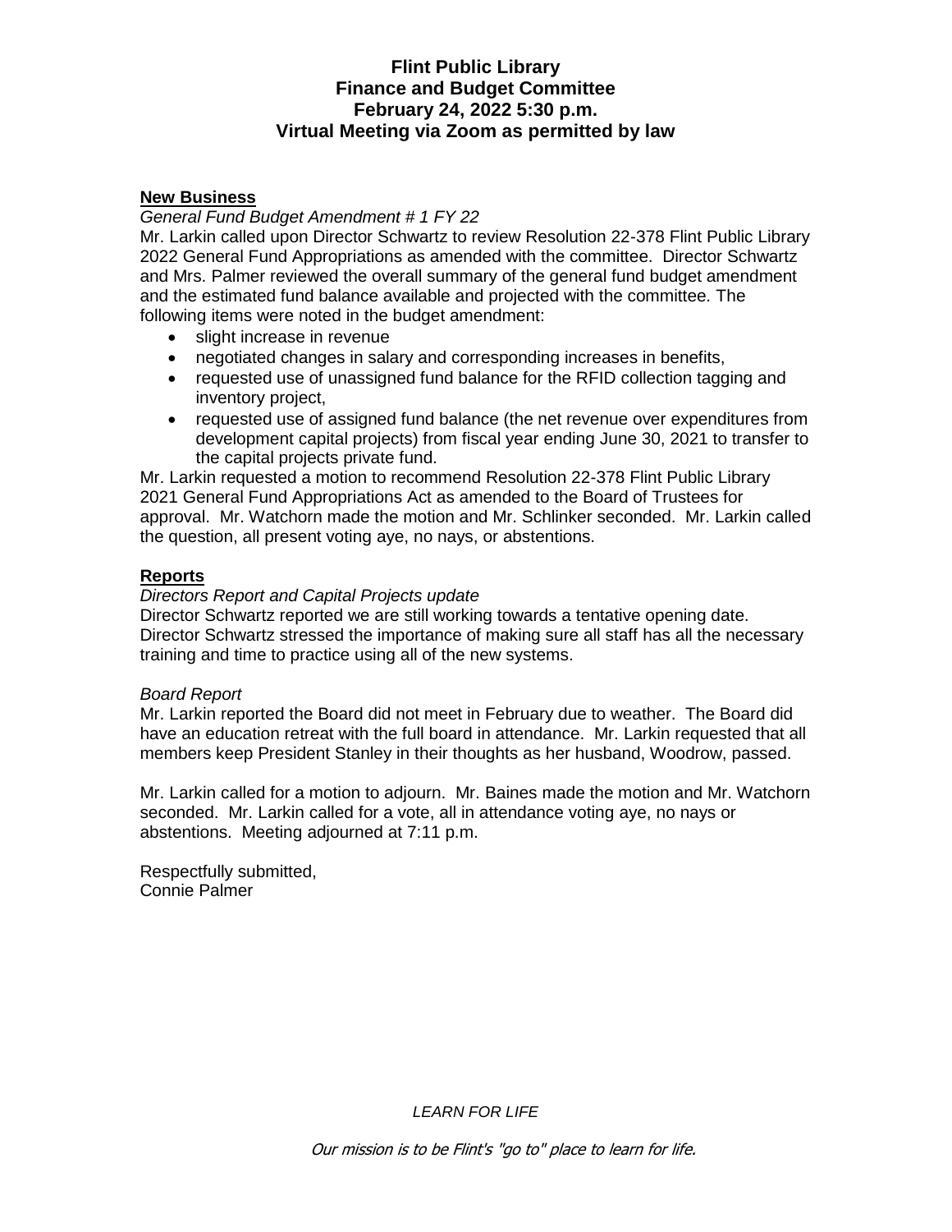**Flint Public Library**
**Finance and Budget Committee**
**February 24, 2022 5:30 p.m.**
**Virtual Meeting via Zoom as permitted by law**

## New Business

*General Fund Budget Amendment # 1 FY 22*

Mr. Larkin called upon Director Schwartz to review Resolution 22-378 Flint Public Library 2022 General Fund Appropriations as amended with the committee. Director Schwartz and Mrs. Palmer reviewed the overall summary of the general fund budget amendment and the estimated fund balance available and projected with the committee. The following items were noted in the budget amendment:

- slight increase in revenue
- negotiated changes in salary and corresponding increases in benefits,
- requested use of unassigned fund balance for the RFID collection tagging and inventory project,
- requested use of assigned fund balance (the net revenue over expenditures from development capital projects) from fiscal year ending June 30, 2021 to transfer to the capital projects private fund.

Mr. Larkin requested a motion to recommend Resolution 22-378 Flint Public Library 2021 General Fund Appropriations Act as amended to the Board of Trustees for approval. Mr. Watchorn made the motion and Mr. Schlinker seconded. Mr. Larkin called the question, all present voting aye, no nays, or abstentions.

## Reports

*Directors Report and Capital Projects update*

Director Schwartz reported we are still working towards a tentative opening date. Director Schwartz stressed the importance of making sure all staff has all the necessary training and time to practice using all of the new systems.

*Board Report*

Mr. Larkin reported the Board did not meet in February due to weather. The Board did have an education retreat with the full board in attendance. Mr. Larkin requested that all members keep President Stanley in their thoughts as her husband, Woodrow, passed.

Mr. Larkin called for a motion to adjourn. Mr. Baines made the motion and Mr. Watchorn seconded. Mr. Larkin called for a vote, all in attendance voting aye, no nays or abstentions. Meeting adjourned at 7:11 p.m.

Respectfully submitted,
Connie Palmer